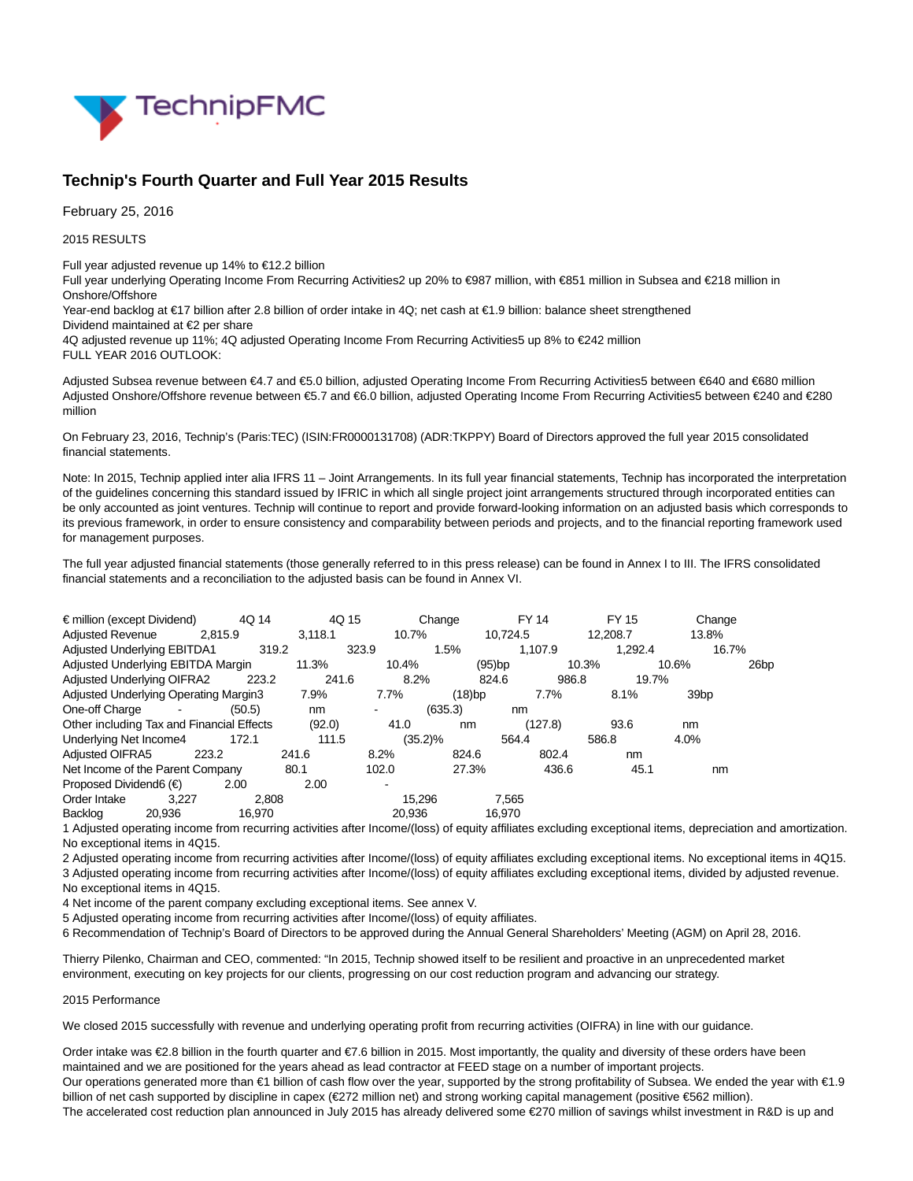# Technip's Fourth Quarter and Full Year 2015 Results

February 25, 2016

2015 RESULTS

Full year adjusted revenue up 14% to €12.2 billion
Full year underlying Operating Income From Recurring Activities2 up 20% to €987 million, with €851 million in Subsea and €218 million in Onshore/Offshore
Year-end backlog at €17 billion after 2.8 billion of order intake in 4Q; net cash at €1.9 billion: balance sheet strengthened
Dividend maintained at €2 per share
4Q adjusted revenue up 11%; 4Q adjusted Operating Income From Recurring Activities5 up 8% to €242 million
FULL YEAR 2016 OUTLOOK:

Adjusted Subsea revenue between €4.7 and €5.0 billion, adjusted Operating Income From Recurring Activities5 between €640 and €680 million
Adjusted Onshore/Offshore revenue between €5.7 and €6.0 billion, adjusted Operating Income From Recurring Activities5 between €240 and €280 million

On February 23, 2016, Technip's (Paris:TEC) (ISIN:FR0000131708) (ADR:TKPPY) Board of Directors approved the full year 2015 consolidated financial statements.

Note: In 2015, Technip applied inter alia IFRS 11 – Joint Arrangements. In its full year financial statements, Technip has incorporated the interpretation of the guidelines concerning this standard issued by IFRIC in which all single project joint arrangements structured through incorporated entities can be only accounted as joint ventures. Technip will continue to report and provide forward-looking information on an adjusted basis which corresponds to its previous framework, in order to ensure consistency and comparability between periods and projects, and to the financial reporting framework used for management purposes.

The full year adjusted financial statements (those generally referred to in this press release) can be found in Annex I to III. The IFRS consolidated financial statements and a reconciliation to the adjusted basis can be found in Annex VI.

| € million (except Dividend) | 4Q 14 | 4Q 15 | Change | FY 14 | FY 15 | Change |
|---|---|---|---|---|---|---|
| Adjusted Revenue | 2,815.9 | 3,118.1 | 10.7% | 10,724.5 | 12,208.7 | 13.8% |
| Adjusted Underlying EBITDA1 | 319.2 | 323.9 | 1.5% | 1,107.9 | 1,292.4 | 16.7% |
| Adjusted Underlying EBITDA Margin | 11.3% | 10.4% | (95)bp | 10.3% | 10.6% | 26bp |
| Adjusted Underlying OIFRA2 | 223.2 | 241.6 | 8.2% | 824.6 | 986.8 | 19.7% |
| Adjusted Underlying Operating Margin3 | 7.9% | 7.7% | (18)bp | 7.7% | 8.1% | 39bp |
| One-off Charge | - | (50.5) | nm | - | (635.3) | nm |
| Other including Tax and Financial Effects | (92.0) | 41.0 | nm | (127.8) | 93.6 | nm |
| Underlying Net Income4 | 172.1 | 111.5 | (35.2)% | 564.4 | 586.8 | 4.0% |
| Adjusted OIFRA5 | 223.2 | 241.6 | 8.2% | 824.6 | 802.4 | nm |
| Net Income of the Parent Company | 80.1 | 102.0 | 27.3% | 436.6 | 45.1 | nm |
| Proposed Dividend6 (€) | 2.00 | 2.00 | - | | | |
| Order Intake | 3,227 | 2,808 | | 15,296 | 7,565 | |
| Backlog | 20,936 | 16,970 | | 20,936 | 16,970 | |

1 Adjusted operating income from recurring activities after Income/(loss) of equity affiliates excluding exceptional items, depreciation and amortization. No exceptional items in 4Q15.
2 Adjusted operating income from recurring activities after Income/(loss) of equity affiliates excluding exceptional items. No exceptional items in 4Q15.
3 Adjusted operating income from recurring activities after Income/(loss) of equity affiliates excluding exceptional items, divided by adjusted revenue. No exceptional items in 4Q15.
4 Net income of the parent company excluding exceptional items. See annex V.
5 Adjusted operating income from recurring activities after Income/(loss) of equity affiliates.
6 Recommendation of Technip's Board of Directors to be approved during the Annual General Shareholders' Meeting (AGM) on April 28, 2016.

Thierry Pilenko, Chairman and CEO, commented: "In 2015, Technip showed itself to be resilient and proactive in an unprecedented market environment, executing on key projects for our clients, progressing on our cost reduction program and advancing our strategy.

2015 Performance

We closed 2015 successfully with revenue and underlying operating profit from recurring activities (OIFRA) in line with our guidance.

Order intake was €2.8 billion in the fourth quarter and €7.6 billion in 2015. Most importantly, the quality and diversity of these orders have been maintained and we are positioned for the years ahead as lead contractor at FEED stage on a number of important projects.
Our operations generated more than €1 billion of cash flow over the year, supported by the strong profitability of Subsea. We ended the year with €1.9 billion of net cash supported by discipline in capex (€272 million net) and strong working capital management (positive €562 million).
The accelerated cost reduction plan announced in July 2015 has already delivered some €270 million of savings whilst investment in R&D is up and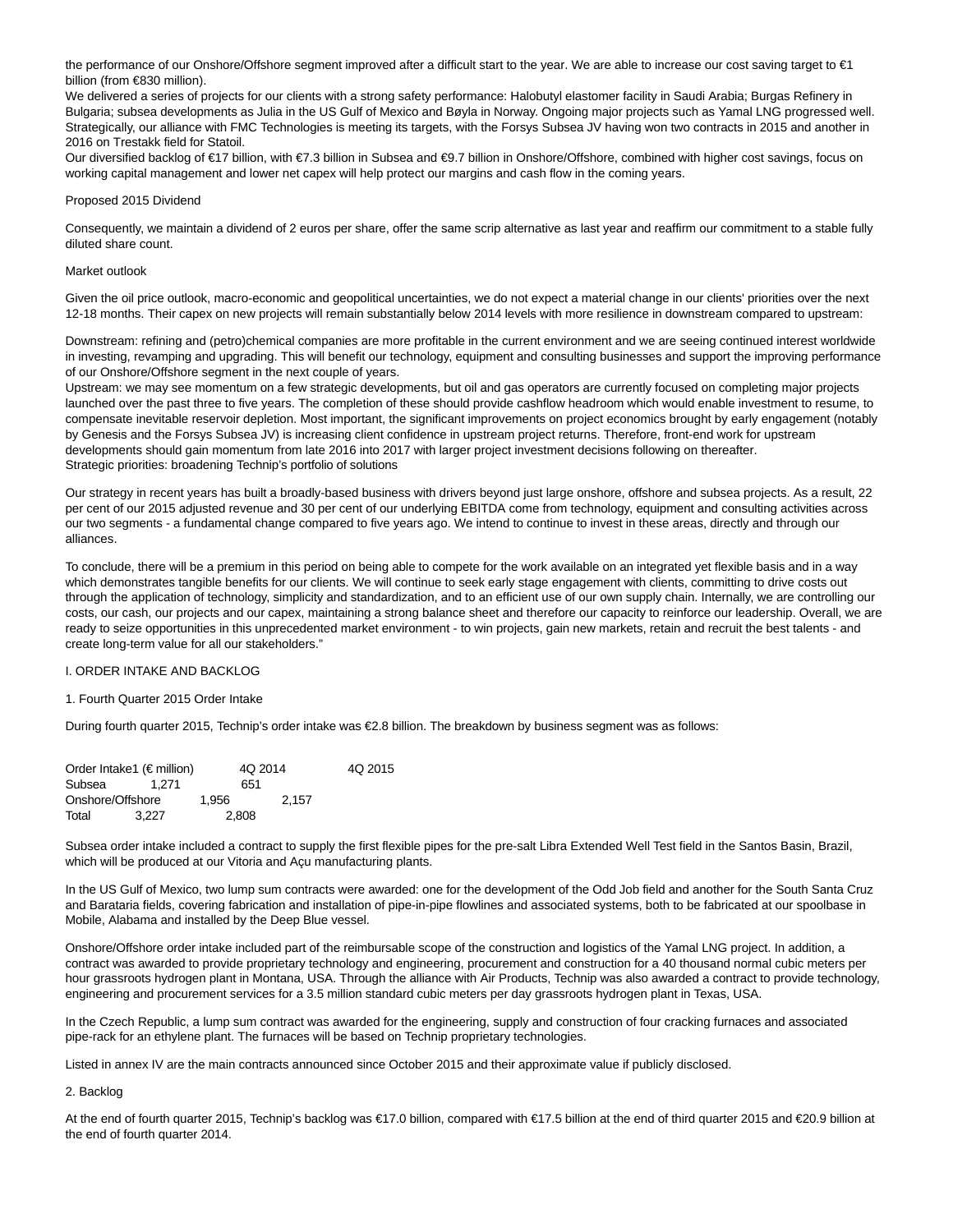the performance of our Onshore/Offshore segment improved after a difficult start to the year. We are able to increase our cost saving target to €1 billion (from €830 million).

We delivered a series of projects for our clients with a strong safety performance: Halobutyl elastomer facility in Saudi Arabia; Burgas Refinery in Bulgaria; subsea developments as Julia in the US Gulf of Mexico and Bøyla in Norway. Ongoing major projects such as Yamal LNG progressed well. Strategically, our alliance with FMC Technologies is meeting its targets, with the Forsys Subsea JV having won two contracts in 2015 and another in 2016 on Trestakk field for Statoil.

Our diversified backlog of €17 billion, with €7.3 billion in Subsea and €9.7 billion in Onshore/Offshore, combined with higher cost savings, focus on working capital management and lower net capex will help protect our margins and cash flow in the coming years.

Proposed 2015 Dividend

Consequently, we maintain a dividend of 2 euros per share, offer the same scrip alternative as last year and reaffirm our commitment to a stable fully diluted share count.

Market outlook

Given the oil price outlook, macro-economic and geopolitical uncertainties, we do not expect a material change in our clients' priorities over the next 12-18 months. Their capex on new projects will remain substantially below 2014 levels with more resilience in downstream compared to upstream:

Downstream: refining and (petro)chemical companies are more profitable in the current environment and we are seeing continued interest worldwide in investing, revamping and upgrading. This will benefit our technology, equipment and consulting businesses and support the improving performance of our Onshore/Offshore segment in the next couple of years.

Upstream: we may see momentum on a few strategic developments, but oil and gas operators are currently focused on completing major projects launched over the past three to five years. The completion of these should provide cashflow headroom which would enable investment to resume, to compensate inevitable reservoir depletion. Most important, the significant improvements on project economics brought by early engagement (notably by Genesis and the Forsys Subsea JV) is increasing client confidence in upstream project returns. Therefore, front-end work for upstream developments should gain momentum from late 2016 into 2017 with larger project investment decisions following on thereafter.

Strategic priorities: broadening Technip's portfolio of solutions

Our strategy in recent years has built a broadly-based business with drivers beyond just large onshore, offshore and subsea projects. As a result, 22 per cent of our 2015 adjusted revenue and 30 per cent of our underlying EBITDA come from technology, equipment and consulting activities across our two segments - a fundamental change compared to five years ago. We intend to continue to invest in these areas, directly and through our alliances.

To conclude, there will be a premium in this period on being able to compete for the work available on an integrated yet flexible basis and in a way which demonstrates tangible benefits for our clients. We will continue to seek early stage engagement with clients, committing to drive costs out through the application of technology, simplicity and standardization, and to an efficient use of our own supply chain. Internally, we are controlling our costs, our cash, our projects and our capex, maintaining a strong balance sheet and therefore our capacity to reinforce our leadership. Overall, we are ready to seize opportunities in this unprecedented market environment - to win projects, gain new markets, retain and recruit the best talents - and create long-term value for all our stakeholders."

I. ORDER INTAKE AND BACKLOG

1. Fourth Quarter 2015 Order Intake

During fourth quarter 2015, Technip's order intake was €2.8 billion. The breakdown by business segment was as follows:

| Order Intake1 (€ million) | 4Q 2014 | 4Q 2015 |
|---|---|---|
| Subsea | 1,271 | 651 |
| Onshore/Offshore | 1,956 | 2,157 |
| Total | 3,227 | 2,808 |

Subsea order intake included a contract to supply the first flexible pipes for the pre-salt Libra Extended Well Test field in the Santos Basin, Brazil, which will be produced at our Vitoria and Açu manufacturing plants.

In the US Gulf of Mexico, two lump sum contracts were awarded: one for the development of the Odd Job field and another for the South Santa Cruz and Barataria fields, covering fabrication and installation of pipe-in-pipe flowlines and associated systems, both to be fabricated at our spoolbase in Mobile, Alabama and installed by the Deep Blue vessel.

Onshore/Offshore order intake included part of the reimbursable scope of the construction and logistics of the Yamal LNG project. In addition, a contract was awarded to provide proprietary technology and engineering, procurement and construction for a 40 thousand normal cubic meters per hour grassroots hydrogen plant in Montana, USA. Through the alliance with Air Products, Technip was also awarded a contract to provide technology, engineering and procurement services for a 3.5 million standard cubic meters per day grassroots hydrogen plant in Texas, USA.

In the Czech Republic, a lump sum contract was awarded for the engineering, supply and construction of four cracking furnaces and associated pipe-rack for an ethylene plant. The furnaces will be based on Technip proprietary technologies.

Listed in annex IV are the main contracts announced since October 2015 and their approximate value if publicly disclosed.

2. Backlog

At the end of fourth quarter 2015, Technip's backlog was €17.0 billion, compared with €17.5 billion at the end of third quarter 2015 and €20.9 billion at the end of fourth quarter 2014.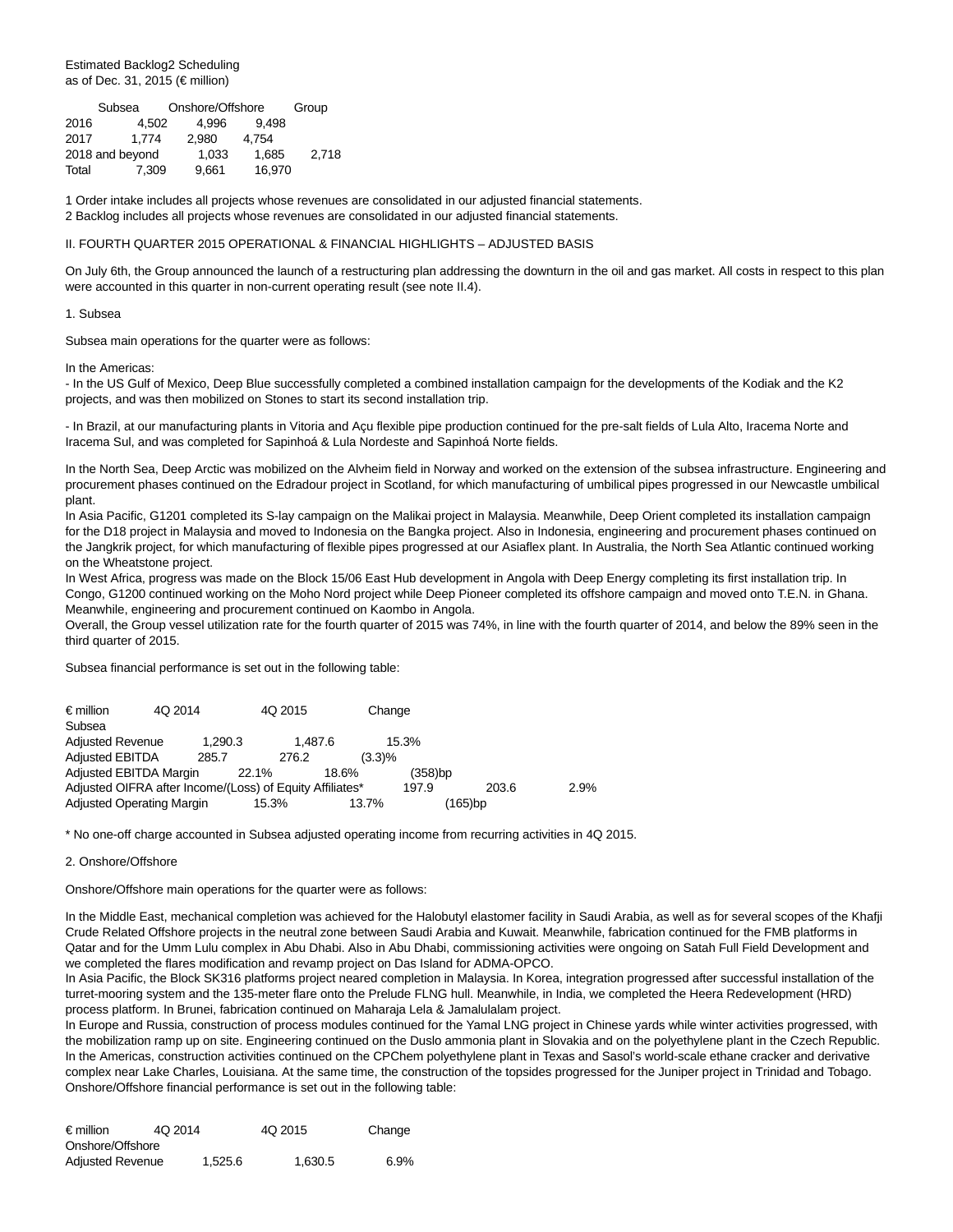Estimated Backlog2 Scheduling
as of Dec. 31, 2015 (€ million)

| | Subsea | Onshore/Offshore | Group |
|---|---|---|---|
| 2016 | 4,502 | 4,996 | 9,498 |
| 2017 | 1,774 | 2,980 | 4,754 |
| 2018 and beyond | 1,033 | 1,685 | 2,718 |
| Total | 7,309 | 9,661 | 16,970 |

1 Order intake includes all projects whose revenues are consolidated in our adjusted financial statements.
2 Backlog includes all projects whose revenues are consolidated in our adjusted financial statements.

## II. FOURTH QUARTER 2015 OPERATIONAL & FINANCIAL HIGHLIGHTS – ADJUSTED BASIS

On July 6th, the Group announced the launch of a restructuring plan addressing the downturn in the oil and gas market. All costs in respect to this plan were accounted in this quarter in non-current operating result (see note II.4).

### 1. Subsea

Subsea main operations for the quarter were as follows:

In the Americas:
- In the US Gulf of Mexico, Deep Blue successfully completed a combined installation campaign for the developments of the Kodiak and the K2 projects, and was then mobilized on Stones to start its second installation trip.

- In Brazil, at our manufacturing plants in Vitoria and Açu flexible pipe production continued for the pre-salt fields of Lula Alto, Iracema Norte and Iracema Sul, and was completed for Sapinhoá & Lula Nordeste and Sapinhoá Norte fields.

In the North Sea, Deep Arctic was mobilized on the Alvheim field in Norway and worked on the extension of the subsea infrastructure. Engineering and procurement phases continued on the Edradour project in Scotland, for which manufacturing of umbilical pipes progressed in our Newcastle umbilical plant.
In Asia Pacific, G1201 completed its S-lay campaign on the Malikai project in Malaysia. Meanwhile, Deep Orient completed its installation campaign for the D18 project in Malaysia and moved to Indonesia on the Bangka project. Also in Indonesia, engineering and procurement phases continued on the Jangkrik project, for which manufacturing of flexible pipes progressed at our Asiaflex plant. In Australia, the North Sea Atlantic continued working on the Wheatstone project.
In West Africa, progress was made on the Block 15/06 East Hub development in Angola with Deep Energy completing its first installation trip. In Congo, G1200 continued working on the Moho Nord project while Deep Pioneer completed its offshore campaign and moved onto T.E.N. in Ghana. Meanwhile, engineering and procurement continued on Kaombo in Angola.
Overall, the Group vessel utilization rate for the fourth quarter of 2015 was 74%, in line with the fourth quarter of 2014, and below the 89% seen in the third quarter of 2015.

Subsea financial performance is set out in the following table:

| € million | 4Q 2014 | 4Q 2015 | Change |
|---|---|---|---|
| Subsea | | | |
| Adjusted Revenue | 1,290.3 | 1,487.6 | 15.3% |
| Adjusted EBITDA | 285.7 | 276.2 | (3.3)% |
| Adjusted EBITDA Margin | 22.1% | 18.6% | (358)bp |
| Adjusted OIFRA after Income/(Loss) of Equity Affiliates* | 197.9 | 203.6 | 2.9% |
| Adjusted Operating Margin | 15.3% | 13.7% | (165)bp |

* No one-off charge accounted in Subsea adjusted operating income from recurring activities in 4Q 2015.

### 2. Onshore/Offshore

Onshore/Offshore main operations for the quarter were as follows:

In the Middle East, mechanical completion was achieved for the Halobutyl elastomer facility in Saudi Arabia, as well as for several scopes of the Khafji Crude Related Offshore projects in the neutral zone between Saudi Arabia and Kuwait. Meanwhile, fabrication continued for the FMB platforms in Qatar and for the Umm Lulu complex in Abu Dhabi. Also in Abu Dhabi, commissioning activities were ongoing on Satah Full Field Development and we completed the flares modification and revamp project on Das Island for ADMA-OPCO.
In Asia Pacific, the Block SK316 platforms project neared completion in Malaysia. In Korea, integration progressed after successful installation of the turret-mooring system and the 135-meter flare onto the Prelude FLNG hull. Meanwhile, in India, we completed the Heera Redevelopment (HRD) process platform. In Brunei, fabrication continued on Maharaja Lela & Jamalulalam project.
In Europe and Russia, construction of process modules continued for the Yamal LNG project in Chinese yards while winter activities progressed, with the mobilization ramp up on site. Engineering continued on the Duslo ammonia plant in Slovakia and on the polyethylene plant in the Czech Republic.
In the Americas, construction activities continued on the CPChem polyethylene plant in Texas and Sasol's world-scale ethane cracker and derivative complex near Lake Charles, Louisiana. At the same time, the construction of the topsides progressed for the Juniper project in Trinidad and Tobago.
Onshore/Offshore financial performance is set out in the following table:

| € million | 4Q 2014 | 4Q 2015 | Change |
|---|---|---|---|
| Onshore/Offshore | | | |
| Adjusted Revenue | 1,525.6 | 1,630.5 | 6.9% |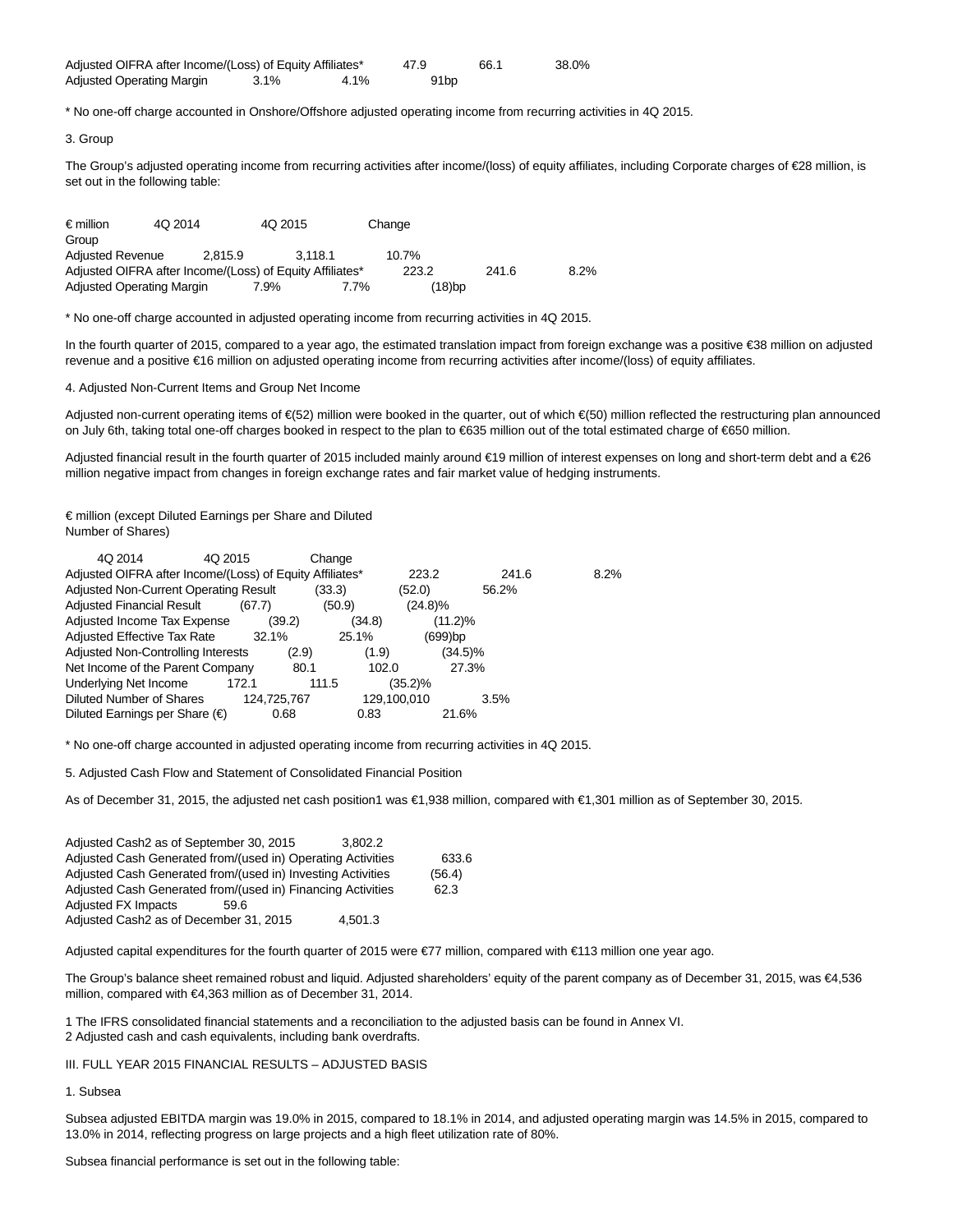| | | | |
|---|---|---|---|
| Adjusted OIFRA after Income/(Loss) of Equity Affiliates* | 47.9 | 66.1 | 38.0% |
| Adjusted Operating Margin | 3.1% | 4.1% | 91bp |

* No one-off charge accounted in Onshore/Offshore adjusted operating income from recurring activities in 4Q 2015.

3. Group

The Group's adjusted operating income from recurring activities after income/(loss) of equity affiliates, including Corporate charges of €28 million, is set out in the following table:

| € million | 4Q 2014 | 4Q 2015 | Change |
|---|---|---|---|
| Group | | | |
| Adjusted Revenue | 2,815.9 | 3,118.1 | 10.7% |
| Adjusted OIFRA after Income/(Loss) of Equity Affiliates* | 223.2 | 241.6 | 8.2% |
| Adjusted Operating Margin | 7.9% | 7.7% | (18)bp |

* No one-off charge accounted in adjusted operating income from recurring activities in 4Q 2015.

In the fourth quarter of 2015, compared to a year ago, the estimated translation impact from foreign exchange was a positive €38 million on adjusted revenue and a positive €16 million on adjusted operating income from recurring activities after income/(loss) of equity affiliates.

4. Adjusted Non-Current Items and Group Net Income

Adjusted non-current operating items of €(52) million were booked in the quarter, out of which €(50) million reflected the restructuring plan announced on July 6th, taking total one-off charges booked in respect to the plan to €635 million out of the total estimated charge of €650 million.

Adjusted financial result in the fourth quarter of 2015 included mainly around €19 million of interest expenses on long and short-term debt and a €26 million negative impact from changes in foreign exchange rates and fair market value of hedging instruments.

| € million (except Diluted Earnings per Share and Diluted Number of Shares) | 4Q 2014 | 4Q 2015 | Change |
|---|---|---|---|
| Adjusted OIFRA after Income/(Loss) of Equity Affiliates* | 223.2 | 241.6 | 8.2% |
| Adjusted Non-Current Operating Result | (33.3) | (52.0) | 56.2% |
| Adjusted Financial Result | (67.7) | (50.9) | (24.8)% |
| Adjusted Income Tax Expense | (39.2) | (34.8) | (11.2)% |
| Adjusted Effective Tax Rate | 32.1% | 25.1% | (699)bp |
| Adjusted Non-Controlling Interests | (2.9) | (1.9) | (34.5)% |
| Net Income of the Parent Company | 80.1 | 102.0 | 27.3% |
| Underlying Net Income | 172.1 | 111.5 | (35.2)% |
| Diluted Number of Shares | 124,725,767 | 129,100,010 | 3.5% |
| Diluted Earnings per Share (€) | 0.68 | 0.83 | 21.6% |

* No one-off charge accounted in adjusted operating income from recurring activities in 4Q 2015.

5. Adjusted Cash Flow and Statement of Consolidated Financial Position

As of December 31, 2015, the adjusted net cash position1 was €1,938 million, compared with €1,301 million as of September 30, 2015.

| | |
|---|---|
| Adjusted Cash2 as of September 30, 2015 | 3,802.2 |
| Adjusted Cash Generated from/(used in) Operating Activities | 633.6 |
| Adjusted Cash Generated from/(used in) Investing Activities | (56.4) |
| Adjusted Cash Generated from/(used in) Financing Activities | 62.3 |
| Adjusted FX Impacts | 59.6 |
| Adjusted Cash2 as of December 31, 2015 | 4,501.3 |

Adjusted capital expenditures for the fourth quarter of 2015 were €77 million, compared with €113 million one year ago.

The Group's balance sheet remained robust and liquid. Adjusted shareholders' equity of the parent company as of December 31, 2015, was €4,536 million, compared with €4,363 million as of December 31, 2014.

1 The IFRS consolidated financial statements and a reconciliation to the adjusted basis can be found in Annex VI.
2 Adjusted cash and cash equivalents, including bank overdrafts.

## III. FULL YEAR 2015 FINANCIAL RESULTS – ADJUSTED BASIS

1. Subsea

Subsea adjusted EBITDA margin was 19.0% in 2015, compared to 18.1% in 2014, and adjusted operating margin was 14.5% in 2015, compared to 13.0% in 2014, reflecting progress on large projects and a high fleet utilization rate of 80%.

Subsea financial performance is set out in the following table: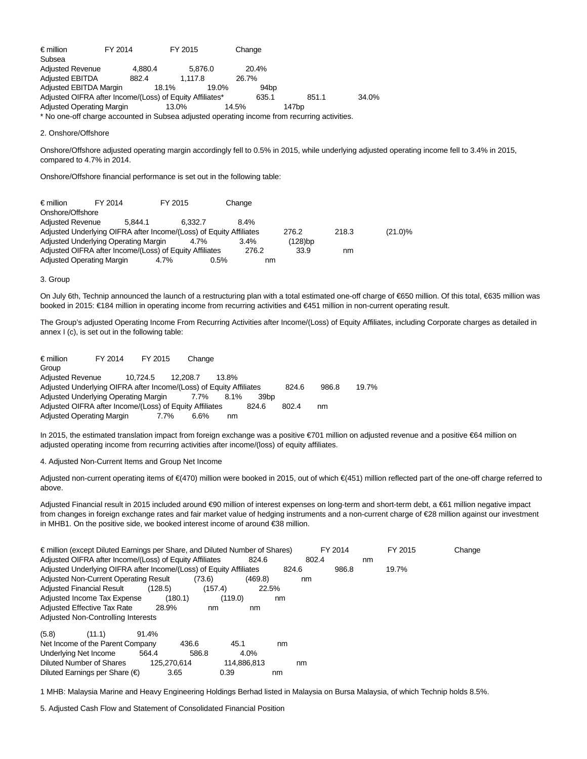| € million | FY 2014 | FY 2015 | Change |
|---|---|---|---|
| Subsea | | | |
| Adjusted Revenue | 4,880.4 | 5,876.0 | 20.4% |
| Adjusted EBITDA | 882.4 | 1,117.8 | 26.7% |
| Adjusted EBITDA Margin | 18.1% | 19.0% | 94bp |
| Adjusted OIFRA after Income/(Loss) of Equity Affiliates* | 635.1 | 851.1 | 34.0% |
| Adjusted Operating Margin | 13.0% | 14.5% | 147bp |

* No one-off charge accounted in Subsea adjusted operating income from recurring activities.

2. Onshore/Offshore

Onshore/Offshore adjusted operating margin accordingly fell to 0.5% in 2015, while underlying adjusted operating income fell to 3.4% in 2015, compared to 4.7% in 2014.

Onshore/Offshore financial performance is set out in the following table:

| € million | FY 2014 | FY 2015 | Change |
|---|---|---|---|
| Onshore/Offshore | | | |
| Adjusted Revenue | 5,844.1 | 6,332.7 | 8.4% |
| Adjusted Underlying OIFRA after Income/(Loss) of Equity Affiliates | 276.2 | 218.3 | (21.0)% |
| Adjusted Underlying Operating Margin | 4.7% | 3.4% | (128)bp |
| Adjusted OIFRA after Income/(Loss) of Equity Affiliates | 276.2 | 33.9 | nm |
| Adjusted Operating Margin | 4.7% | 0.5% | nm |

3. Group

On July 6th, Technip announced the launch of a restructuring plan with a total estimated one-off charge of €650 million. Of this total, €635 million was booked in 2015: €184 million in operating income from recurring activities and €451 million in non-current operating result.

The Group's adjusted Operating Income From Recurring Activities after Income/(Loss) of Equity Affiliates, including Corporate charges as detailed in annex I (c), is set out in the following table:

| € million | FY 2014 | FY 2015 | Change |
|---|---|---|---|
| Group | | | |
| Adjusted Revenue | 10,724.5 | 12,208.7 | 13.8% |
| Adjusted Underlying OIFRA after Income/(Loss) of Equity Affiliates | 824.6 | 986.8 | 19.7% |
| Adjusted Underlying Operating Margin | 7.7% | 8.1% | 39bp |
| Adjusted OIFRA after Income/(Loss) of Equity Affiliates | 824.6 | 802.4 | nm |
| Adjusted Operating Margin | 7.7% | 6.6% | nm |

In 2015, the estimated translation impact from foreign exchange was a positive €701 million on adjusted revenue and a positive €64 million on adjusted operating income from recurring activities after income/(loss) of equity affiliates.

4. Adjusted Non-Current Items and Group Net Income

Adjusted non-current operating items of €(470) million were booked in 2015, out of which €(451) million reflected part of the one-off charge referred to above.

Adjusted Financial result in 2015 included around €90 million of interest expenses on long-term and short-term debt, a €61 million negative impact from changes in foreign exchange rates and fair market value of hedging instruments and a non-current charge of €28 million against our investment in MHB[1]. On the positive side, we booked interest income of around €38 million.

| € million (except Diluted Earnings per Share, and Diluted Number of Shares) | FY 2014 | FY 2015 | Change |
|---|---|---|---|
| Adjusted OIFRA after Income/(Loss) of Equity Affiliates | 824.6 | 802.4 | nm |
| Adjusted Underlying OIFRA after Income/(Loss) of Equity Affiliates | 824.6 | 986.8 | 19.7% |
| Adjusted Non-Current Operating Result | (73.6) | (469.8) | nm |
| Adjusted Financial Result | (128.5) | (157.4) | 22.5% |
| Adjusted Income Tax Expense | (180.1) | (119.0) | nm |
| Adjusted Effective Tax Rate | 28.9% | nm | nm |
| Adjusted Non-Controlling Interests | (5.8) | (11.1) | 91.4% |
| Net Income of the Parent Company | 436.6 | 45.1 | nm |
| Underlying Net Income | 564.4 | 586.8 | 4.0% |
| Diluted Number of Shares | 125,270,614 | 114,886,813 | nm |
| Diluted Earnings per Share (€) | 3.65 | 0.39 | nm |

1 MHB: Malaysia Marine and Heavy Engineering Holdings Berhad listed in Malaysia on Bursa Malaysia, of which Technip holds 8.5%.

5. Adjusted Cash Flow and Statement of Consolidated Financial Position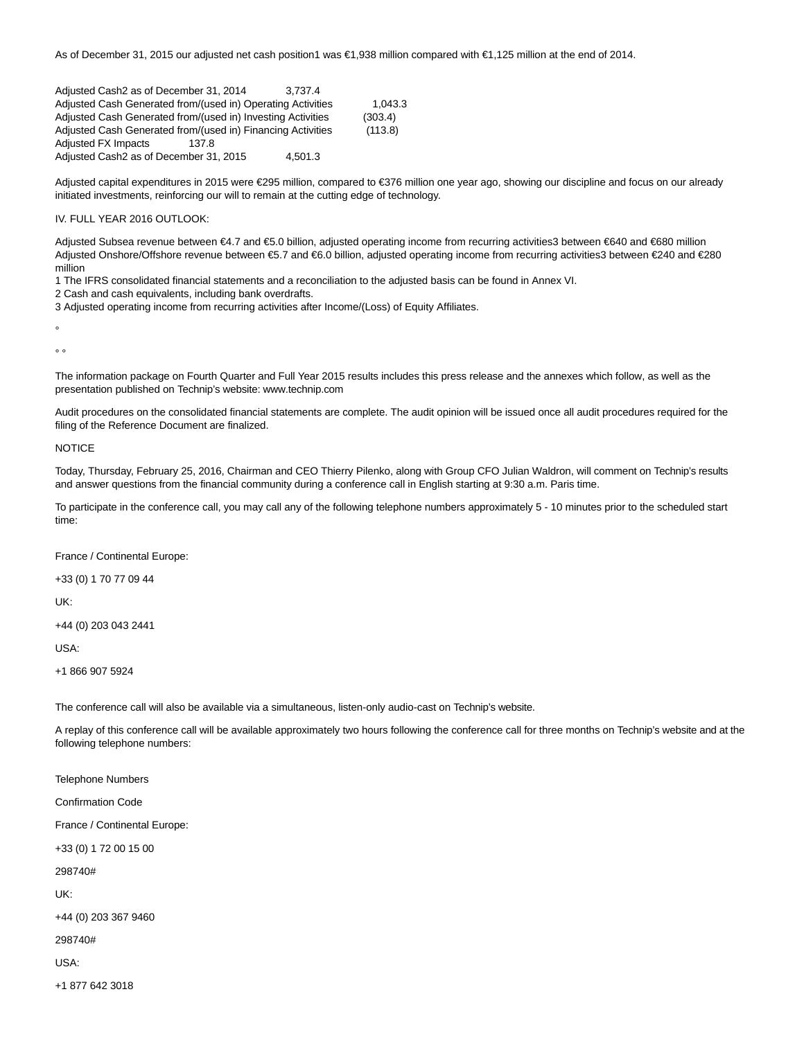As of December 31, 2015 our adjusted net cash position[1] was €1,938 million compared with €1,125 million at the end of 2014.

| | |
|---|---|
| Adjusted Cash[2] as of December 31, 2014 | 3,737.4 |
| Adjusted Cash Generated from/(used in) Operating Activities | 1,043.3 |
| Adjusted Cash Generated from/(used in) Investing Activities | (303.4) |
| Adjusted Cash Generated from/(used in) Financing Activities | (113.8) |
| Adjusted FX Impacts | 137.8 |
| Adjusted Cash[2] as of December 31, 2015 | 4,501.3 |

Adjusted capital expenditures in 2015 were €295 million, compared to €376 million one year ago, showing our discipline and focus on our already initiated investments, reinforcing our will to remain at the cutting edge of technology.

IV. FULL YEAR 2016 OUTLOOK:

Adjusted Subsea revenue between €4.7 and €5.0 billion, adjusted operating income from recurring activities[3] between €640 and €680 million
Adjusted Onshore/Offshore revenue between €5.7 and €6.0 billion, adjusted operating income from recurring activities[3] between €240 and €280 million

1 The IFRS consolidated financial statements and a reconciliation to the adjusted basis can be found in Annex VI.
2 Cash and cash equivalents, including bank overdrafts.
3 Adjusted operating income from recurring activities after Income/(Loss) of Equity Affiliates.

°

° °

The information package on Fourth Quarter and Full Year 2015 results includes this press release and the annexes which follow, as well as the presentation published on Technip's website: www.technip.com

Audit procedures on the consolidated financial statements are complete. The audit opinion will be issued once all audit procedures required for the filing of the Reference Document are finalized.

NOTICE

Today, Thursday, February 25, 2016, Chairman and CEO Thierry Pilenko, along with Group CFO Julian Waldron, will comment on Technip's results and answer questions from the financial community during a conference call in English starting at 9:30 a.m. Paris time.

To participate in the conference call, you may call any of the following telephone numbers approximately 5 - 10 minutes prior to the scheduled start time:

France / Continental Europe:

+33 (0) 1 70 77 09 44

UK:

+44 (0) 203 043 2441

USA:

+1 866 907 5924

The conference call will also be available via a simultaneous, listen-only audio-cast on Technip's website.

A replay of this conference call will be available approximately two hours following the conference call for three months on Technip's website and at the following telephone numbers:

Telephone Numbers

Confirmation Code

France / Continental Europe:

+33 (0) 1 72 00 15 00

298740#

UK:

+44 (0) 203 367 9460

298740#

USA:

+1 877 642 3018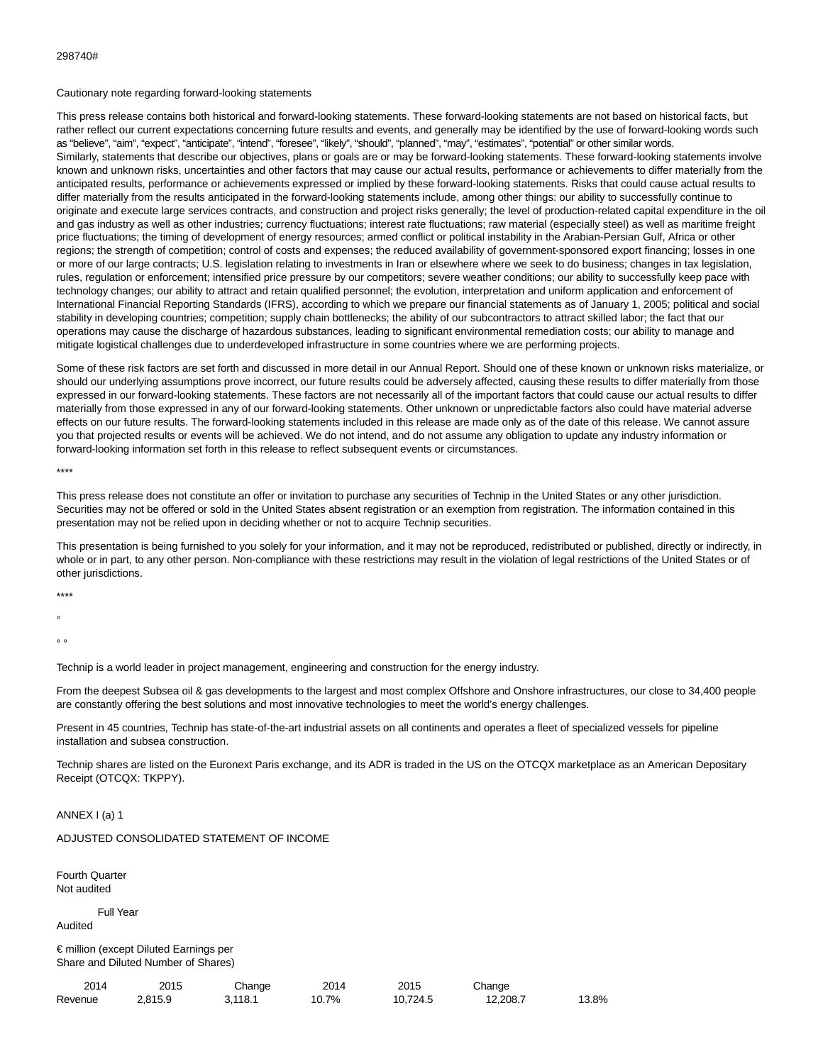298740#

Cautionary note regarding forward-looking statements

This press release contains both historical and forward-looking statements. These forward-looking statements are not based on historical facts, but rather reflect our current expectations concerning future results and events, and generally may be identified by the use of forward-looking words such as “believe”, “aim”, “expect”, “anticipate”, “intend”, “foresee”, “likely”, “should”, “planned”, “may”, “estimates”, “potential” or other similar words. Similarly, statements that describe our objectives, plans or goals are or may be forward-looking statements. These forward-looking statements involve known and unknown risks, uncertainties and other factors that may cause our actual results, performance or achievements to differ materially from the anticipated results, performance or achievements expressed or implied by these forward-looking statements. Risks that could cause actual results to differ materially from the results anticipated in the forward-looking statements include, among other things: our ability to successfully continue to originate and execute large services contracts, and construction and project risks generally; the level of production-related capital expenditure in the oil and gas industry as well as other industries; currency fluctuations; interest rate fluctuations; raw material (especially steel) as well as maritime freight price fluctuations; the timing of development of energy resources; armed conflict or political instability in the Arabian-Persian Gulf, Africa or other regions; the strength of competition; control of costs and expenses; the reduced availability of government-sponsored export financing; losses in one or more of our large contracts; U.S. legislation relating to investments in Iran or elsewhere where we seek to do business; changes in tax legislation, rules, regulation or enforcement; intensified price pressure by our competitors; severe weather conditions; our ability to successfully keep pace with technology changes; our ability to attract and retain qualified personnel; the evolution, interpretation and uniform application and enforcement of International Financial Reporting Standards (IFRS), according to which we prepare our financial statements as of January 1, 2005; political and social stability in developing countries; competition; supply chain bottlenecks; the ability of our subcontractors to attract skilled labor; the fact that our operations may cause the discharge of hazardous substances, leading to significant environmental remediation costs; our ability to manage and mitigate logistical challenges due to underdeveloped infrastructure in some countries where we are performing projects.

Some of these risk factors are set forth and discussed in more detail in our Annual Report. Should one of these known or unknown risks materialize, or should our underlying assumptions prove incorrect, our future results could be adversely affected, causing these results to differ materially from those expressed in our forward-looking statements. These factors are not necessarily all of the important factors that could cause our actual results to differ materially from those expressed in any of our forward-looking statements. Other unknown or unpredictable factors also could have material adverse effects on our future results. The forward-looking statements included in this release are made only as of the date of this release. We cannot assure you that projected results or events will be achieved. We do not intend, and do not assume any obligation to update any industry information or forward-looking information set forth in this release to reflect subsequent events or circumstances.

****

This press release does not constitute an offer or invitation to purchase any securities of Technip in the United States or any other jurisdiction. Securities may not be offered or sold in the United States absent registration or an exemption from registration. The information contained in this presentation may not be relied upon in deciding whether or not to acquire Technip securities.

This presentation is being furnished to you solely for your information, and it may not be reproduced, redistributed or published, directly or indirectly, in whole or in part, to any other person. Non-compliance with these restrictions may result in the violation of legal restrictions of the United States or of other jurisdictions.

****

°

° °

Technip is a world leader in project management, engineering and construction for the energy industry.

From the deepest Subsea oil & gas developments to the largest and most complex Offshore and Onshore infrastructures, our close to 34,400 people are constantly offering the best solutions and most innovative technologies to meet the world’s energy challenges.

Present in 45 countries, Technip has state-of-the-art industrial assets on all continents and operates a fleet of specialized vessels for pipeline installation and subsea construction.

Technip shares are listed on the Euronext Paris exchange, and its ADR is traded in the US on the OTCQX marketplace as an American Depositary Receipt (OTCQX: TKPPY).

ANNEX I (a) 1

ADJUSTED CONSOLIDATED STATEMENT OF INCOME

| € million (except Diluted Earnings per Share and Diluted Number of Shares) | Fourth Quarter Not audited | | | Full Year Audited | | |
|---|---|---|---|---|---|---|
| | 2014 | 2015 | Change | 2014 | 2015 | Change |
| Revenue | 2,815.9 | 3,118.1 | 10.7% | 10,724.5 | 12,208.7 | 13.8% |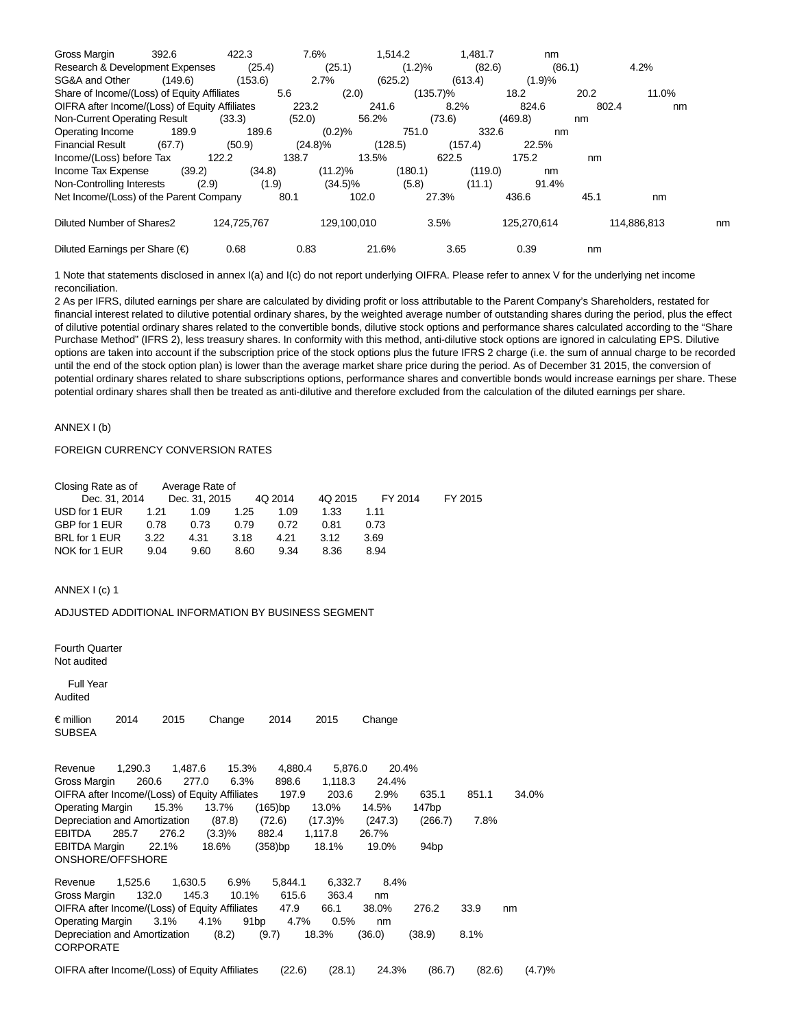| | | | | | | |
|---|---|---|---|---|---|---|
| Gross Margin | 392.6 | 422.3 | 7.6% | 1,514.2 | 1,481.7 | nm |
| Research & Development Expenses | (25.4) | (25.1) | (1.2)% | (82.6) | (86.1) | 4.2% |
| SG&A and Other | (149.6) | (153.6) | 2.7% | (625.2) | (613.4) | (1.9)% |
| Share of Income/(Loss) of Equity Affiliates | 5.6 | (2.0) | (135.7)% | 18.2 | 20.2 | 11.0% |
| OIFRA after Income/(Loss) of Equity Affiliates | 223.2 | 241.6 | 8.2% | 824.6 | 802.4 | nm |
| Non-Current Operating Result | (33.3) | (52.0) | 56.2% | (73.6) | (469.8) | nm |
| Operating Income | 189.9 | 189.6 | (0.2)% | 751.0 | 332.6 | nm |
| Financial Result | (67.7) | (50.9) | (24.8)% | (128.5) | (157.4) | 22.5% |
| Income/(Loss) before Tax | 122.2 | 138.7 | 13.5% | 622.5 | 175.2 | nm |
| Income Tax Expense | (39.2) | (34.8) | (11.2)% | (180.1) | (119.0) | nm |
| Non-Controlling Interests | (2.9) | (1.9) | (34.5)% | (5.8) | (11.1) | 91.4% |
| Net Income/(Loss) of the Parent Company | 80.1 | 102.0 | 27.3% | 436.6 | 45.1 | nm |
| Diluted Number of Shares2 | 124,725,767 | 129,100,010 | 3.5% | 125,270,614 | 114,886,813 | nm |
| Diluted Earnings per Share (€) | 0.68 | 0.83 | 21.6% | 3.65 | 0.39 | nm |

1 Note that statements disclosed in annex I(a) and I(c) do not report underlying OIFRA. Please refer to annex V for the underlying net income reconciliation.

2 As per IFRS, diluted earnings per share are calculated by dividing profit or loss attributable to the Parent Company's Shareholders, restated for financial interest related to dilutive potential ordinary shares, by the weighted average number of outstanding shares during the period, plus the effect of dilutive potential ordinary shares related to the convertible bonds, dilutive stock options and performance shares calculated according to the "Share Purchase Method" (IFRS 2), less treasury shares. In conformity with this method, anti-dilutive stock options are ignored in calculating EPS. Dilutive options are taken into account if the subscription price of the stock options plus the future IFRS 2 charge (i.e. the sum of annual charge to be recorded until the end of the stock option plan) is lower than the average market share price during the period. As of December 31 2015, the conversion of potential ordinary shares related to share subscriptions options, performance shares and convertible bonds would increase earnings per share. These potential ordinary shares shall then be treated as anti-dilutive and therefore excluded from the calculation of the diluted earnings per share.

ANNEX I (b)

FOREIGN CURRENCY CONVERSION RATES

| | Closing Rate as of | | Average Rate of | | | |
|---|---|---|---|---|---|---|
| | Dec. 31, 2014 | Dec. 31, 2015 | 4Q 2014 | 4Q 2015 | FY 2014 | FY 2015 |
| USD for 1 EUR | 1.21 | 1.09 | 1.25 | 1.09 | 1.33 | 1.11 |
| GBP for 1 EUR | 0.78 | 0.73 | 0.79 | 0.72 | 0.81 | 0.73 |
| BRL for 1 EUR | 3.22 | 4.31 | 3.18 | 4.21 | 3.12 | 3.69 |
| NOK for 1 EUR | 9.04 | 9.60 | 8.60 | 9.34 | 8.36 | 8.94 |

ANNEX I (c) 1

ADJUSTED ADDITIONAL INFORMATION BY BUSINESS SEGMENT

| | Fourth Quarter Not audited | | | Full Year Audited | | |
|---|---|---|---|---|---|---|
| € million | 2014 | 2015 | Change | 2014 | 2015 | Change |
| **SUBSEA** | | | | | | |
| Revenue | 1,290.3 | 1,487.6 | 15.3% | 4,880.4 | 5,876.0 | 20.4% |
| Gross Margin | 260.6 | 277.0 | 6.3% | 898.6 | 1,118.3 | 24.4% |
| OIFRA after Income/(Loss) of Equity Affiliates | 197.9 | 203.6 | 2.9% | 635.1 | 851.1 | 34.0% |
| Operating Margin | 15.3% | 13.7% | (165)bp | 13.0% | 14.5% | 147bp |
| Depreciation and Amortization | (87.8) | (72.6) | (17.3)% | (247.3) | (266.7) | 7.8% |
| EBITDA | 285.7 | 276.2 | (3.3)% | 882.4 | 1,117.8 | 26.7% |
| EBITDA Margin | 22.1% | 18.6% | (358)bp | 18.1% | 19.0% | 94bp |
| **ONSHORE/OFFSHORE** | | | | | | |
| Revenue | 1,525.6 | 1,630.5 | 6.9% | 5,844.1 | 6,332.7 | 8.4% |
| Gross Margin | 132.0 | 145.3 | 10.1% | 615.6 | 363.4 | nm |
| OIFRA after Income/(Loss) of Equity Affiliates | 47.9 | 66.1 | 38.0% | 276.2 | 33.9 | nm |
| Operating Margin | 3.1% | 4.1% | 91bp | 4.7% | 0.5% | nm |
| Depreciation and Amortization | (8.2) | (9.7) | 18.3% | (36.0) | (38.9) | 8.1% |
| **CORPORATE** | | | | | | |
| OIFRA after Income/(Loss) of Equity Affiliates | (22.6) | (28.1) | 24.3% | (86.7) | (82.6) | (4.7)% |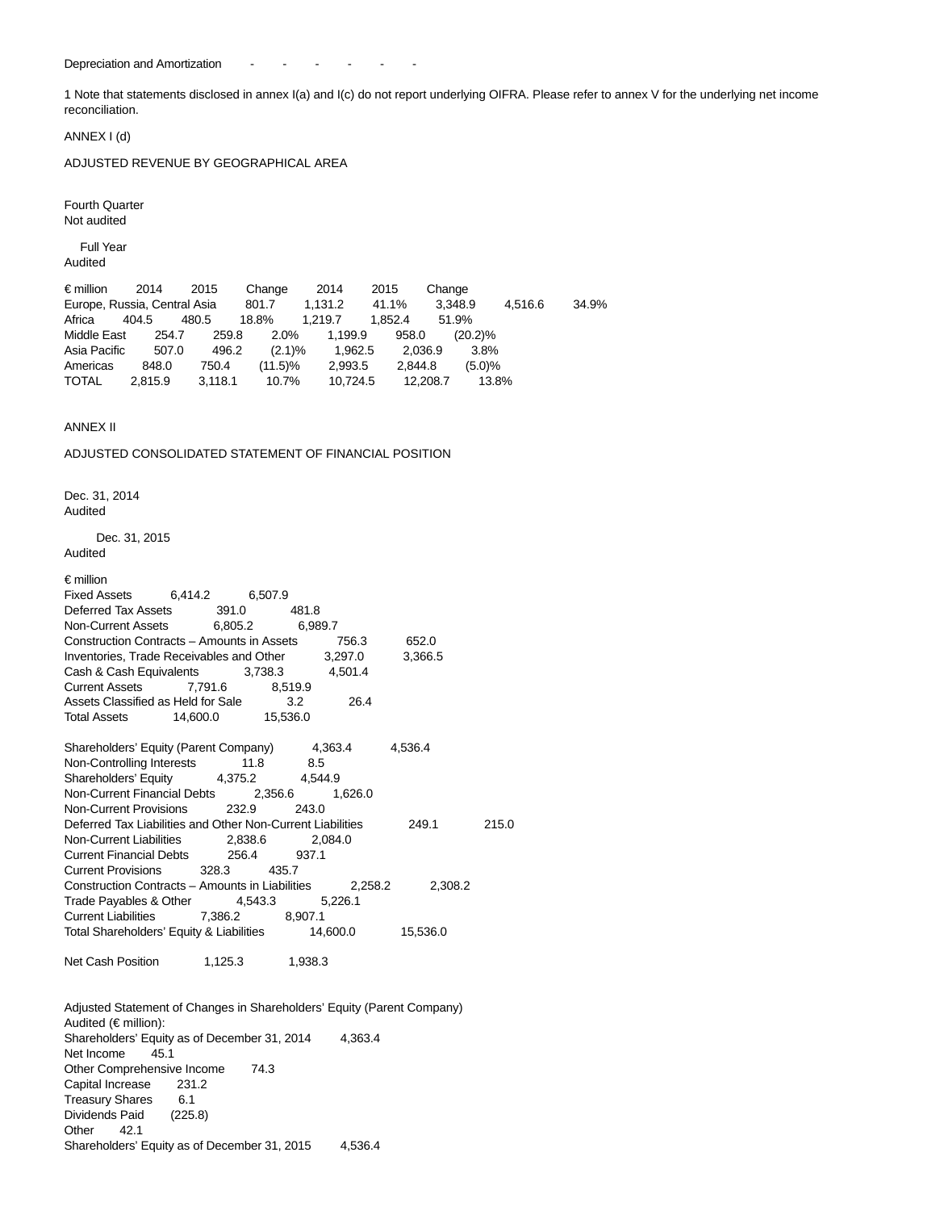| Depreciation and Amortization | - | - | - | - | - | - |
|---|---|---|---|---|---|---|

1 Note that statements disclosed in annex I(a) and I(c) do not report underlying OIFRA. Please refer to annex V for the underlying net income reconciliation.

ANNEX I (d)

ADJUSTED REVENUE BY GEOGRAPHICAL AREA

| | Fourth Quarter Not audited | | | Full Year Audited | | |
|---|---|---|---|---|---|---|
| € million | 2014 | 2015 | Change | 2014 | 2015 | Change |
| Europe, Russia, Central Asia | 801.7 | 1,131.2 | 41.1% | 3,348.9 | 4,516.6 | 34.9% |
| Africa | 404.5 | 480.5 | 18.8% | 1,219.7 | 1,852.4 | 51.9% |
| Middle East | 254.7 | 259.8 | 2.0% | 1,199.9 | 958.0 | (20.2)% |
| Asia Pacific | 507.0 | 496.2 | (2.1)% | 1,962.5 | 2,036.9 | 3.8% |
| Americas | 848.0 | 750.4 | (11.5)% | 2,993.5 | 2,844.8 | (5.0)% |
| TOTAL | 2,815.9 | 3,118.1 | 10.7% | 10,724.5 | 12,208.7 | 13.8% |

ANNEX II

ADJUSTED CONSOLIDATED STATEMENT OF FINANCIAL POSITION

| € million | Dec. 31, 2014 Audited | Dec. 31, 2015 Audited |
|---|---|---|
| Fixed Assets | 6,414.2 | 6,507.9 |
| Deferred Tax Assets | 391.0 | 481.8 |
| Non-Current Assets | 6,805.2 | 6,989.7 |
| Construction Contracts – Amounts in Assets | 756.3 | 652.0 |
| Inventories, Trade Receivables and Other | 3,297.0 | 3,366.5 |
| Cash & Cash Equivalents | 3,738.3 | 4,501.4 |
| Current Assets | 7,791.6 | 8,519.9 |
| Assets Classified as Held for Sale | 3.2 | 26.4 |
| Total Assets | 14,600.0 | 15,536.0 |
| | | |
| Shareholders' Equity (Parent Company) | 4,363.4 | 4,536.4 |
| Non-Controlling Interests | 11.8 | 8.5 |
| Shareholders' Equity | 4,375.2 | 4,544.9 |
| Non-Current Financial Debts | 2,356.6 | 1,626.0 |
| Non-Current Provisions | 232.9 | 243.0 |
| Deferred Tax Liabilities and Other Non-Current Liabilities | 249.1 | 215.0 |
| Non-Current Liabilities | 2,838.6 | 2,084.0 |
| Current Financial Debts | 256.4 | 937.1 |
| Current Provisions | 328.3 | 435.7 |
| Construction Contracts – Amounts in Liabilities | 2,258.2 | 2,308.2 |
| Trade Payables & Other | 4,543.3 | 5,226.1 |
| Current Liabilities | 7,386.2 | 8,907.1 |
| Total Shareholders' Equity & Liabilities | 14,600.0 | 15,536.0 |
| | | |
| Net Cash Position | 1,125.3 | 1,938.3 |

Adjusted Statement of Changes in Shareholders' Equity (Parent Company)
Audited (€ million):

| | |
|---|---|
| Shareholders' Equity as of December 31, 2014 | 4,363.4 |
| Net Income | 45.1 |
| Other Comprehensive Income | 74.3 |
| Capital Increase | 231.2 |
| Treasury Shares | 6.1 |
| Dividends Paid | (225.8) |
| Other | 42.1 |
| Shareholders' Equity as of December 31, 2015 | 4,536.4 |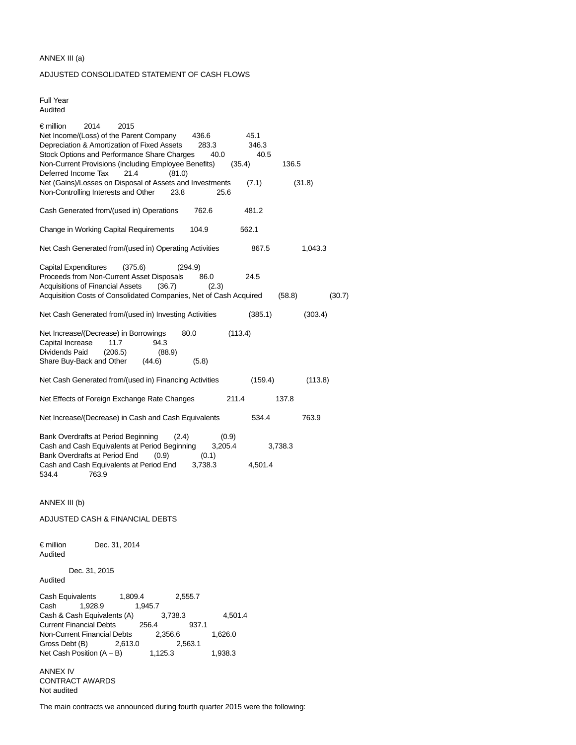ANNEX III (a)

ADJUSTED CONSOLIDATED STATEMENT OF CASH FLOWS

Full Year
Audited

| € million | 2014 | 2015 |
|---|---|---|
| Net Income/(Loss) of the Parent Company | 436.6 | 45.1 |
| Depreciation & Amortization of Fixed Assets | 283.3 | 346.3 |
| Stock Options and Performance Share Charges | 40.0 | 40.5 |
| Non-Current Provisions (including Employee Benefits) | (35.4) | 136.5 |
| Deferred Income Tax | 21.4 | (81.0) |
| Net (Gains)/Losses on Disposal of Assets and Investments | (7.1) | (31.8) |
| Non-Controlling Interests and Other | 23.8 | 25.6 |
| Cash Generated from/(used in) Operations | 762.6 | 481.2 |
| Change in Working Capital Requirements | 104.9 | 562.1 |
| Net Cash Generated from/(used in) Operating Activities | 867.5 | 1,043.3 |
| Capital Expenditures | (375.6) | (294.9) |
| Proceeds from Non-Current Asset Disposals | 86.0 | 24.5 |
| Acquisitions of Financial Assets | (36.7) | (2.3) |
| Acquisition Costs of Consolidated Companies, Net of Cash Acquired | (58.8) | (30.7) |
| Net Cash Generated from/(used in) Investing Activities | (385.1) | (303.4) |
| Net Increase/(Decrease) in Borrowings | 80.0 | (113.4) |
| Capital Increase | 11.7 | 94.3 |
| Dividends Paid | (206.5) | (88.9) |
| Share Buy-Back and Other | (44.6) | (5.8) |
| Net Cash Generated from/(used in) Financing Activities | (159.4) | (113.8) |
| Net Effects of Foreign Exchange Rate Changes | 211.4 | 137.8 |
| Net Increase/(Decrease) in Cash and Cash Equivalents | 534.4 | 763.9 |
| Bank Overdrafts at Period Beginning | (2.4) | (0.9) |
| Cash and Cash Equivalents at Period Beginning | 3,205.4 | 3,738.3 |
| Bank Overdrafts at Period End | (0.9) | (0.1) |
| Cash and Cash Equivalents at Period End | 3,738.3 | 4,501.4 |
| | 534.4 | 763.9 |

ANNEX III (b)

ADJUSTED CASH & FINANCIAL DEBTS

| € million | Dec. 31, 2014 Audited | Dec. 31, 2015 Audited |
|---|---|---|
| Cash Equivalents | 1,809.4 | 2,555.7 |
| Cash | 1,928.9 | 1,945.7 |
| Cash & Cash Equivalents (A) | 3,738.3 | 4,501.4 |
| Current Financial Debts | 256.4 | 937.1 |
| Non-Current Financial Debts | 2,356.6 | 1,626.0 |
| Gross Debt (B) | 2,613.0 | 2,563.1 |
| Net Cash Position (A – B) | 1,125.3 | 1,938.3 |

ANNEX IV
CONTRACT AWARDS
Not audited

The main contracts we announced during fourth quarter 2015 were the following: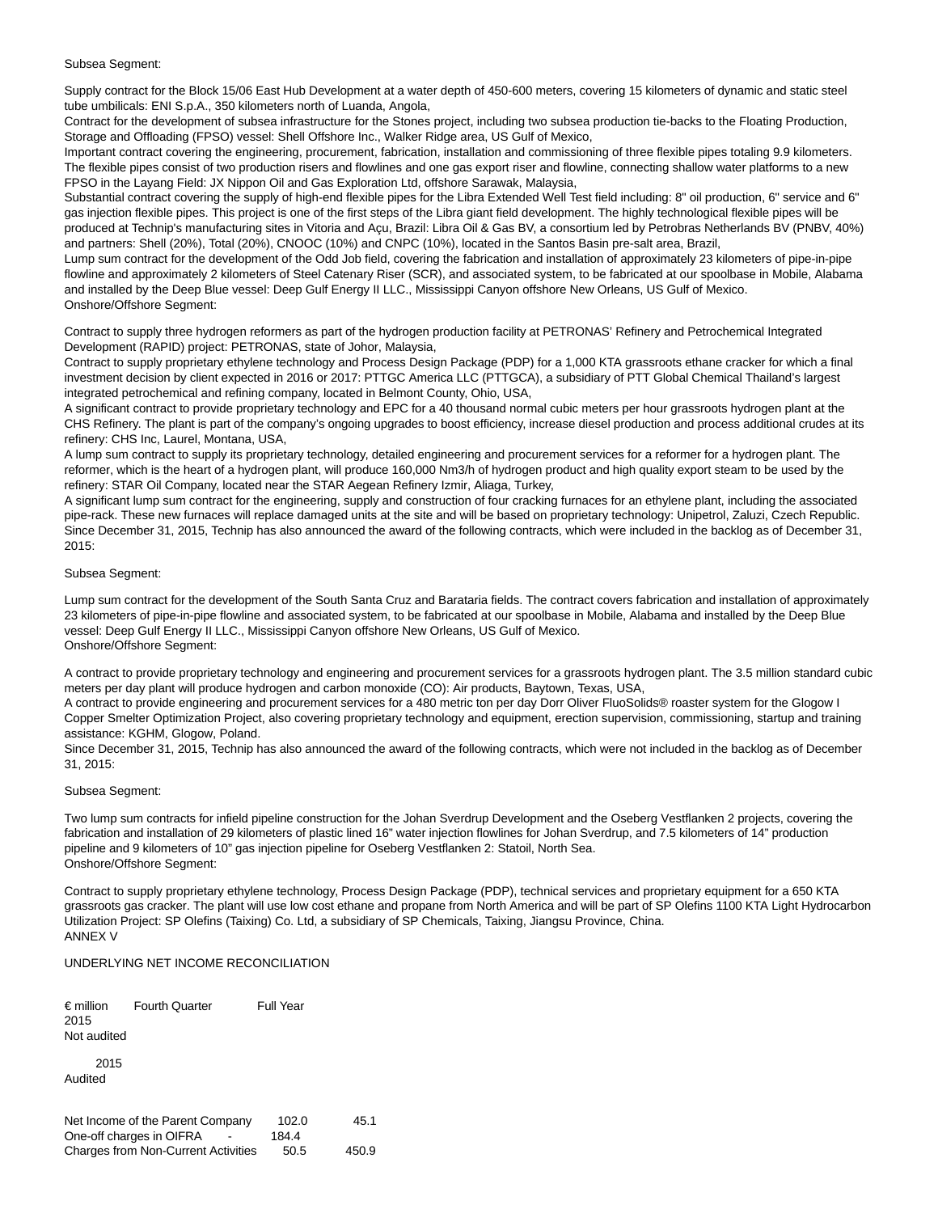Subsea Segment:

Supply contract for the Block 15/06 East Hub Development at a water depth of 450-600 meters, covering 15 kilometers of dynamic and static steel tube umbilicals: ENI S.p.A., 350 kilometers north of Luanda, Angola,

Contract for the development of subsea infrastructure for the Stones project, including two subsea production tie-backs to the Floating Production, Storage and Offloading (FPSO) vessel: Shell Offshore Inc., Walker Ridge area, US Gulf of Mexico,

Important contract covering the engineering, procurement, fabrication, installation and commissioning of three flexible pipes totaling 9.9 kilometers. The flexible pipes consist of two production risers and flowlines and one gas export riser and flowline, connecting shallow water platforms to a new FPSO in the Layang Field: JX Nippon Oil and Gas Exploration Ltd, offshore Sarawak, Malaysia,

Substantial contract covering the supply of high-end flexible pipes for the Libra Extended Well Test field including: 8" oil production, 6" service and 6" gas injection flexible pipes. This project is one of the first steps of the Libra giant field development. The highly technological flexible pipes will be produced at Technip's manufacturing sites in Vitoria and Açu, Brazil: Libra Oil & Gas BV, a consortium led by Petrobras Netherlands BV (PNBV, 40%) and partners: Shell (20%), Total (20%), CNOOC (10%) and CNPC (10%), located in the Santos Basin pre-salt area, Brazil,

Lump sum contract for the development of the Odd Job field, covering the fabrication and installation of approximately 23 kilometers of pipe-in-pipe flowline and approximately 2 kilometers of Steel Catenary Riser (SCR), and associated system, to be fabricated at our spoolbase in Mobile, Alabama and installed by the Deep Blue vessel: Deep Gulf Energy II LLC., Mississippi Canyon offshore New Orleans, US Gulf of Mexico.

Onshore/Offshore Segment:

Contract to supply three hydrogen reformers as part of the hydrogen production facility at PETRONAS' Refinery and Petrochemical Integrated Development (RAPID) project: PETRONAS, state of Johor, Malaysia,

Contract to supply proprietary ethylene technology and Process Design Package (PDP) for a 1,000 KTA grassroots ethane cracker for which a final investment decision by client expected in 2016 or 2017: PTTGC America LLC (PTTGCA), a subsidiary of PTT Global Chemical Thailand's largest integrated petrochemical and refining company, located in Belmont County, Ohio, USA,

A significant contract to provide proprietary technology and EPC for a 40 thousand normal cubic meters per hour grassroots hydrogen plant at the CHS Refinery. The plant is part of the company's ongoing upgrades to boost efficiency, increase diesel production and process additional crudes at its refinery: CHS Inc, Laurel, Montana, USA,

A lump sum contract to supply its proprietary technology, detailed engineering and procurement services for a reformer for a hydrogen plant. The reformer, which is the heart of a hydrogen plant, will produce 160,000 Nm3/h of hydrogen product and high quality export steam to be used by the refinery: STAR Oil Company, located near the STAR Aegean Refinery Izmir, Aliaga, Turkey,

A significant lump sum contract for the engineering, supply and construction of four cracking furnaces for an ethylene plant, including the associated pipe-rack. These new furnaces will replace damaged units at the site and will be based on proprietary technology: Unipetrol, Zaluzi, Czech Republic.

Since December 31, 2015, Technip has also announced the award of the following contracts, which were included in the backlog as of December 31, 2015:

Subsea Segment:

Lump sum contract for the development of the South Santa Cruz and Barataria fields. The contract covers fabrication and installation of approximately 23 kilometers of pipe-in-pipe flowline and associated system, to be fabricated at our spoolbase in Mobile, Alabama and installed by the Deep Blue vessel: Deep Gulf Energy II LLC., Mississippi Canyon offshore New Orleans, US Gulf of Mexico.

Onshore/Offshore Segment:

A contract to provide proprietary technology and engineering and procurement services for a grassroots hydrogen plant. The 3.5 million standard cubic meters per day plant will produce hydrogen and carbon monoxide (CO): Air products, Baytown, Texas, USA,

A contract to provide engineering and procurement services for a 480 metric ton per day Dorr Oliver FluoSolids® roaster system for the Glogow I Copper Smelter Optimization Project, also covering proprietary technology and equipment, erection supervision, commissioning, startup and training assistance: KGHM, Glogow, Poland.

Since December 31, 2015, Technip has also announced the award of the following contracts, which were not included in the backlog as of December 31, 2015:

Subsea Segment:

Two lump sum contracts for infield pipeline construction for the Johan Sverdrup Development and the Oseberg Vestflanken 2 projects, covering the fabrication and installation of 29 kilometers of plastic lined 16" water injection flowlines for Johan Sverdrup, and 7.5 kilometers of 14" production pipeline and 9 kilometers of 10" gas injection pipeline for Oseberg Vestflanken 2: Statoil, North Sea.

Onshore/Offshore Segment:

Contract to supply proprietary ethylene technology, Process Design Package (PDP), technical services and proprietary equipment for a 650 KTA grassroots gas cracker. The plant will use low cost ethane and propane from North America and will be part of SP Olefins 1100 KTA Light Hydrocarbon Utilization Project: SP Olefins (Taixing) Co. Ltd, a subsidiary of SP Chemicals, Taixing, Jiangsu Province, China.

ANNEX V

UNDERLYING NET INCOME RECONCILIATION

| € million | Fourth Quarter 2015 Not audited | Full Year 2015 Audited |
|---|---|---|
| Net Income of the Parent Company | 102.0 | 45.1 |
| One-off charges in OIFRA | - | 184.4 |
| Charges from Non-Current Activities | 50.5 | 450.9 |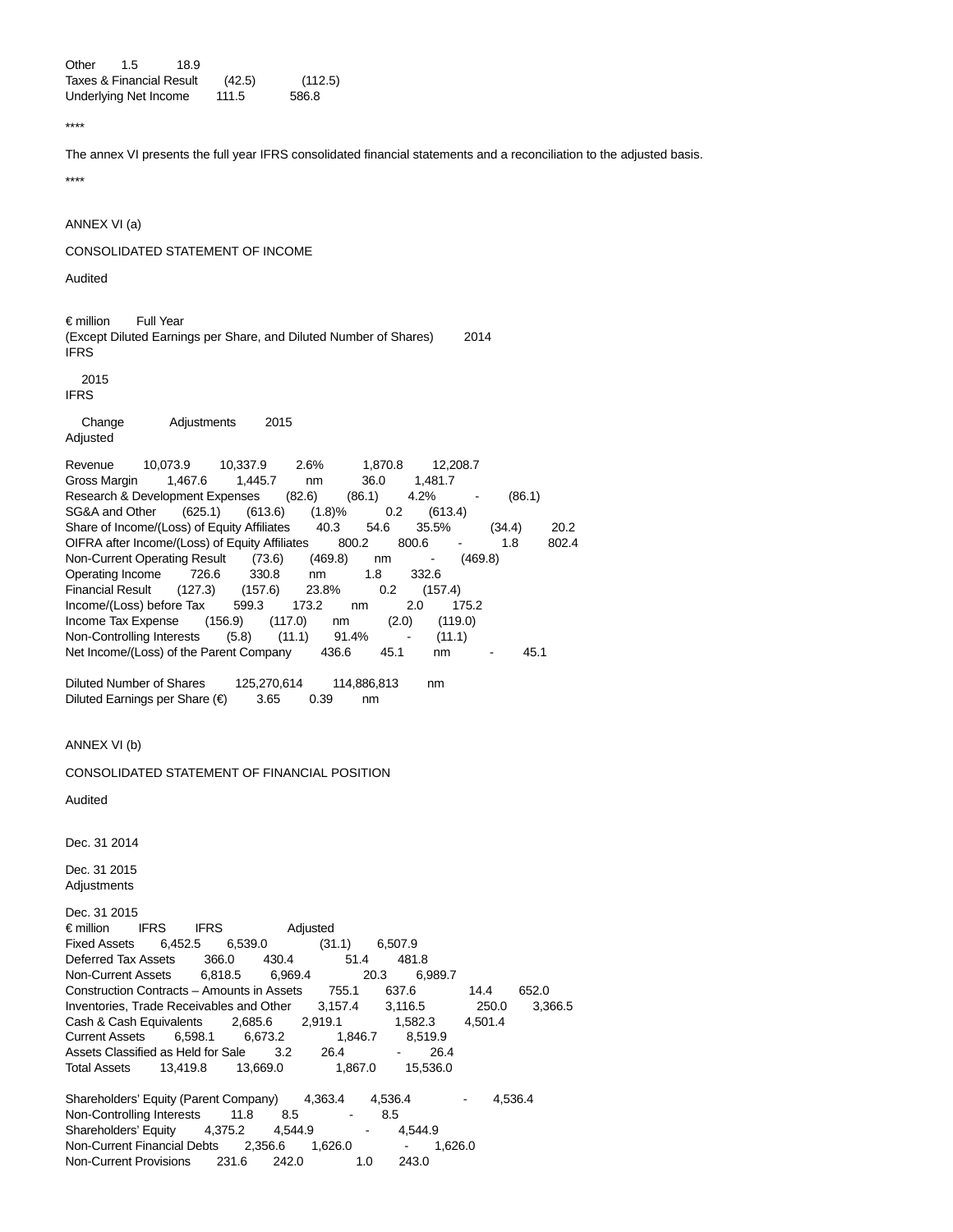| | | |
|---|---|---|
| Other | 1.5 | 18.9 |
| Taxes & Financial Result | (42.5) | (112.5) |
| Underlying Net Income | 111.5 | 586.8 |

****

The annex VI presents the full year IFRS consolidated financial statements and a reconciliation to the adjusted basis.

****

ANNEX VI (a)

CONSOLIDATED STATEMENT OF INCOME

Audited

| € million (Except Diluted Earnings per Share, and Diluted Number of Shares) | Full Year 2014 IFRS | 2015 IFRS | Change | Adjustments | 2015 Adjusted |
|---|---|---|---|---|---|
| Revenue | 10,073.9 | 10,337.9 | 2.6% | 1,870.8 | 12,208.7 |
| Gross Margin | 1,467.6 | 1,445.7 | nm | 36.0 | 1,481.7 |
| Research & Development Expenses | (82.6) | (86.1) | 4.2% | - | (86.1) |
| SG&A and Other | (625.1) | (613.6) | (1.8)% | 0.2 | (613.4) |
| Share of Income/(Loss) of Equity Affiliates | 40.3 | 54.6 | 35.5% | (34.4) | 20.2 |
| OIFRA after Income/(Loss) of Equity Affiliates | 800.2 | 800.6 | - | 1.8 | 802.4 |
| Non-Current Operating Result | (73.6) | (469.8) | nm | - | (469.8) |
| Operating Income | 726.6 | 330.8 | nm | 1.8 | 332.6 |
| Financial Result | (127.3) | (157.6) | 23.8% | 0.2 | (157.4) |
| Income/(Loss) before Tax | 599.3 | 173.2 | nm | 2.0 | 175.2 |
| Income Tax Expense | (156.9) | (117.0) | nm | (2.0) | (119.0) |
| Non-Controlling Interests | (5.8) | (11.1) | 91.4% | - | (11.1) |
| Net Income/(Loss) of the Parent Company | 436.6 | 45.1 | nm | - | 45.1 |
| | | | | | |
| Diluted Number of Shares | 125,270,614 | 114,886,813 | nm | | |
| Diluted Earnings per Share (€) | 3.65 | 0.39 | nm | | |

ANNEX VI (b)

CONSOLIDATED STATEMENT OF FINANCIAL POSITION

Audited

| € million | Dec. 31 2014 IFRS | Dec. 31 2015 IFRS | Adjustments | Dec. 31 2015 Adjusted |
|---|---|---|---|---|
| Fixed Assets | 6,452.5 | 6,539.0 | (31.1) | 6,507.9 |
| Deferred Tax Assets | 366.0 | 430.4 | 51.4 | 481.8 |
| Non-Current Assets | 6,818.5 | 6,969.4 | 20.3 | 6,989.7 |
| Construction Contracts – Amounts in Assets | 755.1 | 637.6 | 14.4 | 652.0 |
| Inventories, Trade Receivables and Other | 3,157.4 | 3,116.5 | 250.0 | 3,366.5 |
| Cash & Cash Equivalents | 2,685.6 | 2,919.1 | 1,582.3 | 4,501.4 |
| Current Assets | 6,598.1 | 6,673.2 | 1,846.7 | 8,519.9 |
| Assets Classified as Held for Sale | 3.2 | 26.4 | - | 26.4 |
| Total Assets | 13,419.8 | 13,669.0 | 1,867.0 | 15,536.0 |
| | | | | |
| Shareholders' Equity (Parent Company) | 4,363.4 | 4,536.4 | - | 4,536.4 |
| Non-Controlling Interests | 11.8 | 8.5 | - | 8.5 |
| Shareholders' Equity | 4,375.2 | 4,544.9 | - | 4,544.9 |
| Non-Current Financial Debts | 2,356.6 | 1,626.0 | - | 1,626.0 |
| Non-Current Provisions | 231.6 | 242.0 | 1.0 | 243.0 |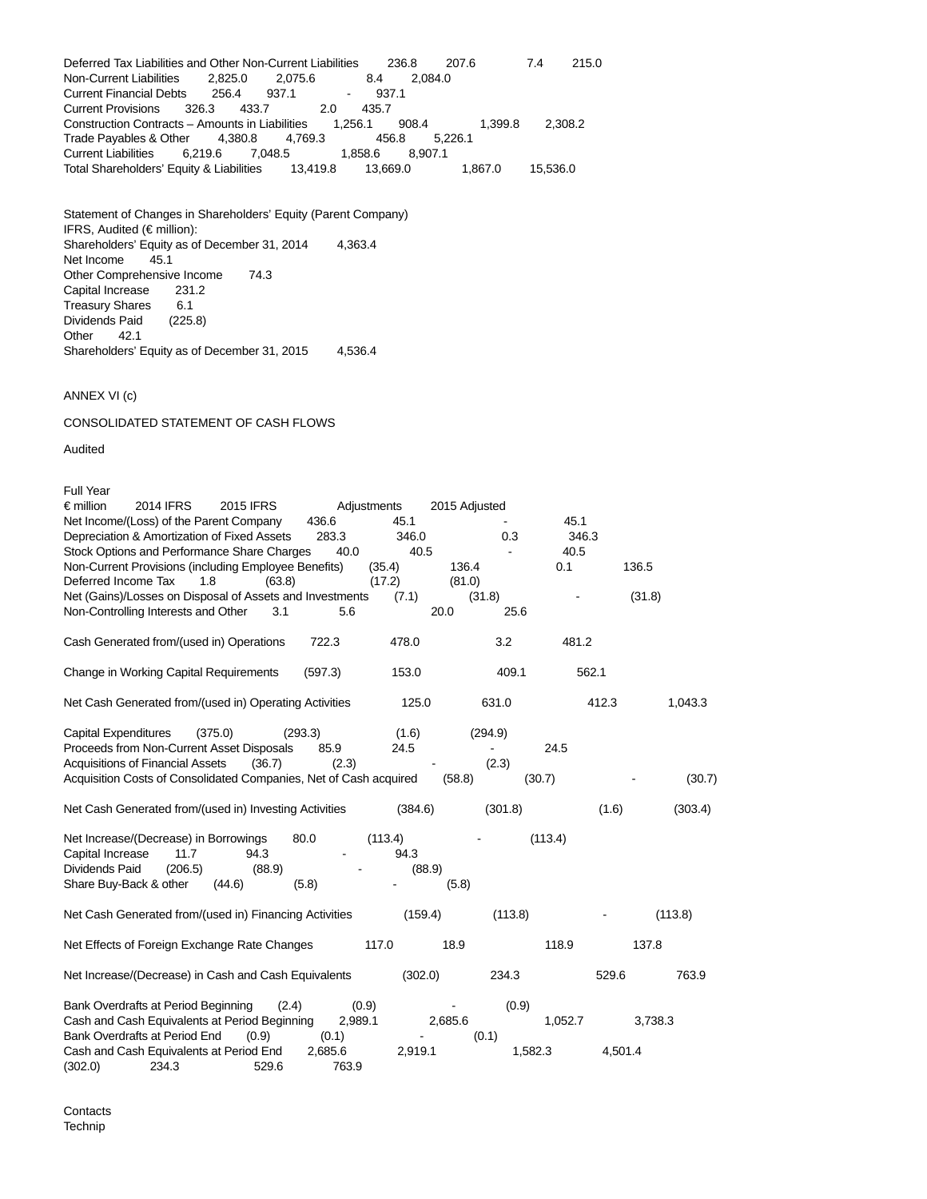| | | | | |
|---|---|---|---|---|
| Deferred Tax Liabilities and Other Non-Current Liabilities | 236.8 | 207.6 | 7.4 | 215.0 |
| Non-Current Liabilities | 2,825.0 | 2,075.6 | 8.4 | 2,084.0 |
| Current Financial Debts | 256.4 | 937.1 | - | 937.1 |
| Current Provisions | 326.3 | 433.7 | 2.0 | 435.7 |
| Construction Contracts – Amounts in Liabilities | 1,256.1 | 908.4 | 1,399.8 | 2,308.2 |
| Trade Payables & Other | 4,380.8 | 4,769.3 | 456.8 | 5,226.1 |
| Current Liabilities | 6,219.6 | 7,048.5 | 1,858.6 | 8,907.1 |
| Total Shareholders' Equity & Liabilities | 13,419.8 | 13,669.0 | 1,867.0 | 15,536.0 |

Statement of Changes in Shareholders' Equity (Parent Company)
IFRS, Audited (€ million):

| | |
|---|---|
| Shareholders' Equity as of December 31, 2014 | 4,363.4 |
| Net Income | 45.1 |
| Other Comprehensive Income | 74.3 |
| Capital Increase | 231.2 |
| Treasury Shares | 6.1 |
| Dividends Paid | (225.8) |
| Other | 42.1 |
| Shareholders' Equity as of December 31, 2015 | 4,536.4 |

ANNEX VI (c)

CONSOLIDATED STATEMENT OF CASH FLOWS

Audited

Full Year

| € million | 2014 IFRS | 2015 IFRS | Adjustments | 2015 Adjusted |
|---|---|---|---|---|
| Net Income/(Loss) of the Parent Company | 436.6 | 45.1 | - | 45.1 |
| Depreciation & Amortization of Fixed Assets | 283.3 | 346.0 | 0.3 | 346.3 |
| Stock Options and Performance Share Charges | 40.0 | 40.5 | - | 40.5 |
| Non-Current Provisions (including Employee Benefits) | (35.4) | 136.4 | 0.1 | 136.5 |
| Deferred Income Tax | 1.8 | (63.8) | (17.2) | (81.0) |
| Net (Gains)/Losses on Disposal of Assets and Investments | (7.1) | (31.8) | - | (31.8) |
| Non-Controlling Interests and Other | 3.1 | 5.6 | 20.0 | 25.6 |
| Cash Generated from/(used in) Operations | 722.3 | 478.0 | 3.2 | 481.2 |
| Change in Working Capital Requirements | (597.3) | 153.0 | 409.1 | 562.1 |
| Net Cash Generated from/(used in) Operating Activities | 125.0 | 631.0 | 412.3 | 1,043.3 |
| Capital Expenditures | (375.0) | (293.3) | (1.6) | (294.9) |
| Proceeds from Non-Current Asset Disposals | 85.9 | 24.5 | - | 24.5 |
| Acquisitions of Financial Assets | (36.7) | (2.3) | - | (2.3) |
| Acquisition Costs of Consolidated Companies, Net of Cash acquired | (58.8) | (30.7) | - | (30.7) |
| Net Cash Generated from/(used in) Investing Activities | (384.6) | (301.8) | (1.6) | (303.4) |
| Net Increase/(Decrease) in Borrowings | 80.0 | (113.4) | - | (113.4) |
| Capital Increase | 11.7 | 94.3 | - | 94.3 |
| Dividends Paid | (206.5) | (88.9) | - | (88.9) |
| Share Buy-Back & other | (44.6) | (5.8) | - | (5.8) |
| Net Cash Generated from/(used in) Financing Activities | (159.4) | (113.8) | - | (113.8) |
| Net Effects of Foreign Exchange Rate Changes | 117.0 | 18.9 | 118.9 | 137.8 |
| Net Increase/(Decrease) in Cash and Cash Equivalents | (302.0) | 234.3 | 529.6 | 763.9 |
| Bank Overdrafts at Period Beginning | (2.4) | (0.9) | - | (0.9) |
| Cash and Cash Equivalents at Period Beginning | 2,989.1 | 2,685.6 | 1,052.7 | 3,738.3 |
| Bank Overdrafts at Period End | (0.9) | (0.1) | - | (0.1) |
| Cash and Cash Equivalents at Period End | 2,685.6 | 2,919.1 | 1,582.3 | 4,501.4 |
| | (302.0) | 234.3 | 529.6 | 763.9 |

Contacts
Technip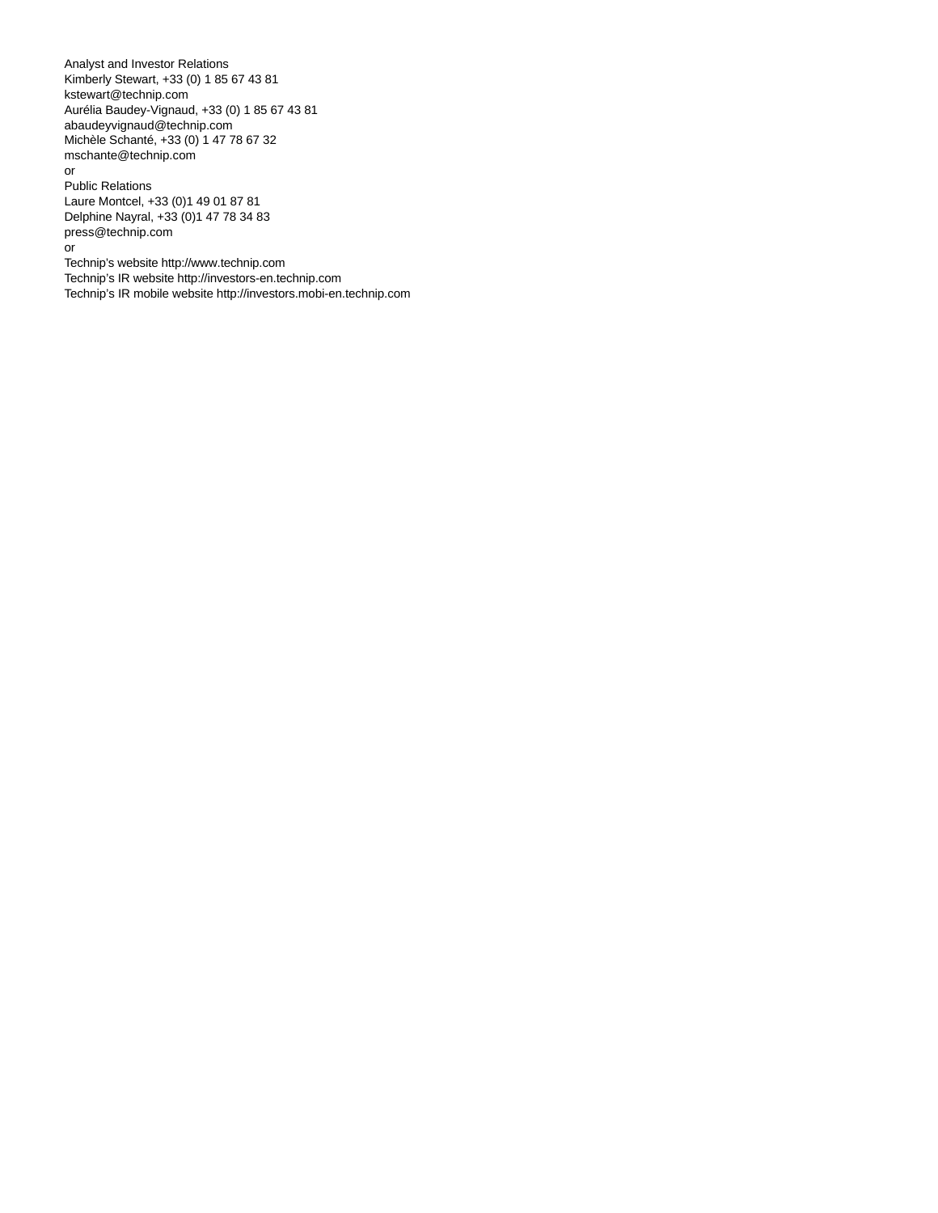Analyst and Investor Relations
Kimberly Stewart, +33 (0) 1 85 67 43 81
kstewart@technip.com
Aurélia Baudey-Vignaud, +33 (0) 1 85 67 43 81
abaudeyvignaud@technip.com
Michèle Schanté, +33 (0) 1 47 78 67 32
mschante@technip.com
or
Public Relations
Laure Montcel, +33 (0)1 49 01 87 81
Delphine Nayral, +33 (0)1 47 78 34 83
press@technip.com
or
Technip's website http://www.technip.com
Technip's IR website http://investors-en.technip.com
Technip's IR mobile website http://investors.mobi-en.technip.com